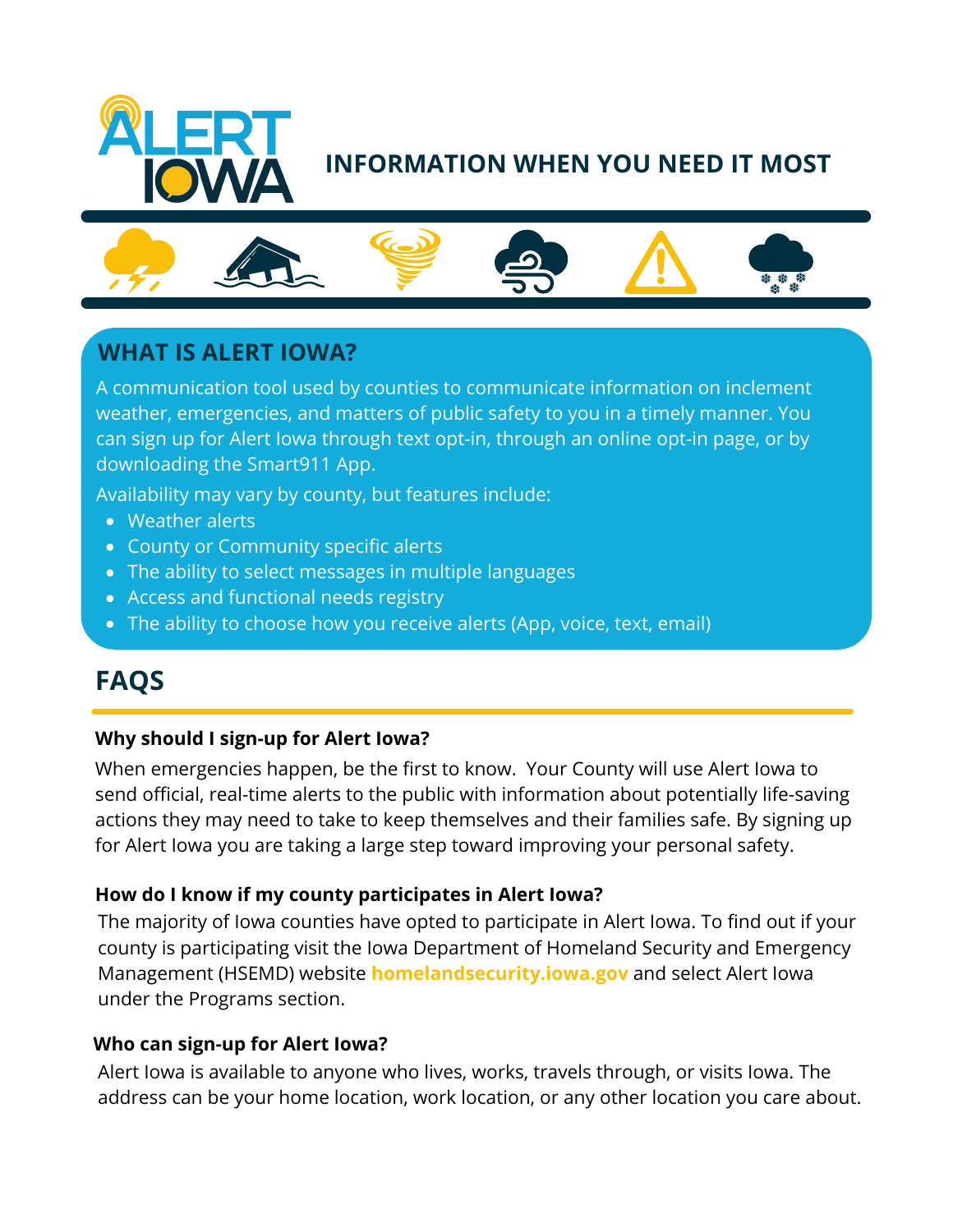# ALERT IOWA

## INFORMATION WHEN YOU NEED IT MOST

## WHAT IS ALERT IOWA?

A communication tool used by counties to communicate information on inclement weather, emergencies, and matters of public safety to you in a timely manner. You can sign up for Alert Iowa through text opt-in, through an online opt-in page, or by downloading the Smart911 App.

Availability may vary by county, but features include:

- Weather alerts
- County or Community specific alerts
- The ability to select messages in multiple languages
- Access and functional needs registry
- The ability to choose how you receive alerts (App, voice, text, email)

## FAQS

**Why should I sign-up for Alert Iowa?**

When emergencies happen, be the first to know. Your County will use Alert Iowa to send official, real-time alerts to the public with information about potentially life-saving actions they may need to take to keep themselves and their families safe. By signing up for Alert Iowa you are taking a large step toward improving your personal safety.

**How do I know if my county participates in Alert Iowa?**

The majority of Iowa counties have opted to participate in Alert Iowa. To find out if your county is participating visit the Iowa Department of Homeland Security and Emergency Management (HSEMD) website **homelandsecurity.iowa.gov** and select Alert Iowa under the Programs section.

**Who can sign-up for Alert Iowa?**

Alert Iowa is available to anyone who lives, works, travels through, or visits Iowa. The address can be your home location, work location, or any other location you care about.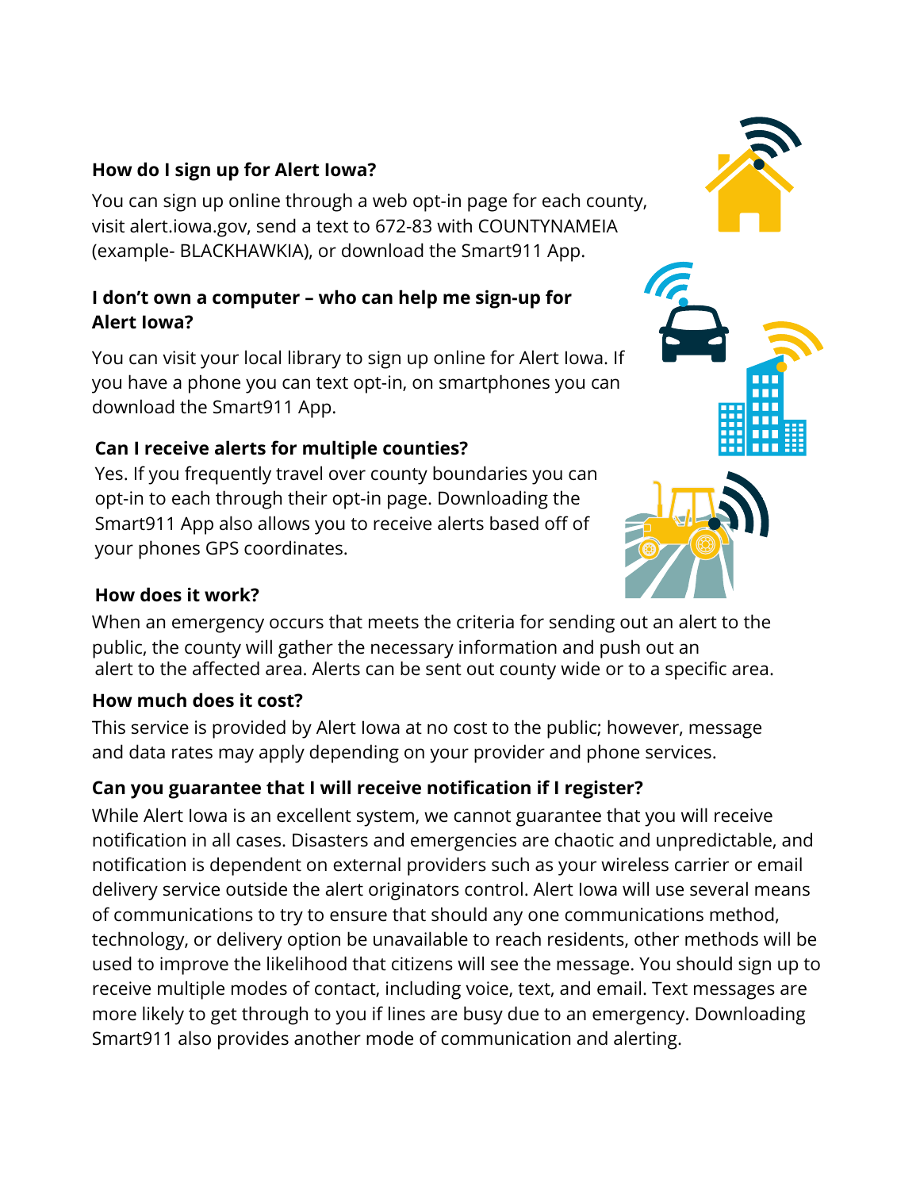### How do I sign up for Alert Iowa?

You can sign up online through a web opt-in page for each county, visit alert.iowa.gov, send a text to 672-83 with COUNTYNAMEIA (example- BLACKHAWKIA), or download the Smart911 App.

### I don't own a computer – who can help me sign-up for Alert Iowa?

You can visit your local library to sign up online for Alert Iowa. If you have a phone you can text opt-in, on smartphones you can download the Smart911 App.

### Can I receive alerts for multiple counties?

Yes. If you frequently travel over county boundaries you can opt-in to each through their opt-in page. Downloading the Smart911 App also allows you to receive alerts based off of your phones GPS coordinates.

### How does it work?

When an emergency occurs that meets the criteria for sending out an alert to the public, the county will gather the necessary information and push out an alert to the affected area. Alerts can be sent out county wide or to a specific area.

### How much does it cost?

This service is provided by Alert Iowa at no cost to the public; however, message and data rates may apply depending on your provider and phone services.

### Can you guarantee that I will receive notification if I register?

While Alert Iowa is an excellent system, we cannot guarantee that you will receive notification in all cases. Disasters and emergencies are chaotic and unpredictable, and notification is dependent on external providers such as your wireless carrier or email delivery service outside the alert originators control. Alert Iowa will use several means of communications to try to ensure that should any one communications method, technology, or delivery option be unavailable to reach residents, other methods will be used to improve the likelihood that citizens will see the message. You should sign up to receive multiple modes of contact, including voice, text, and email. Text messages are more likely to get through to you if lines are busy due to an emergency. Downloading Smart911 also provides another mode of communication and alerting.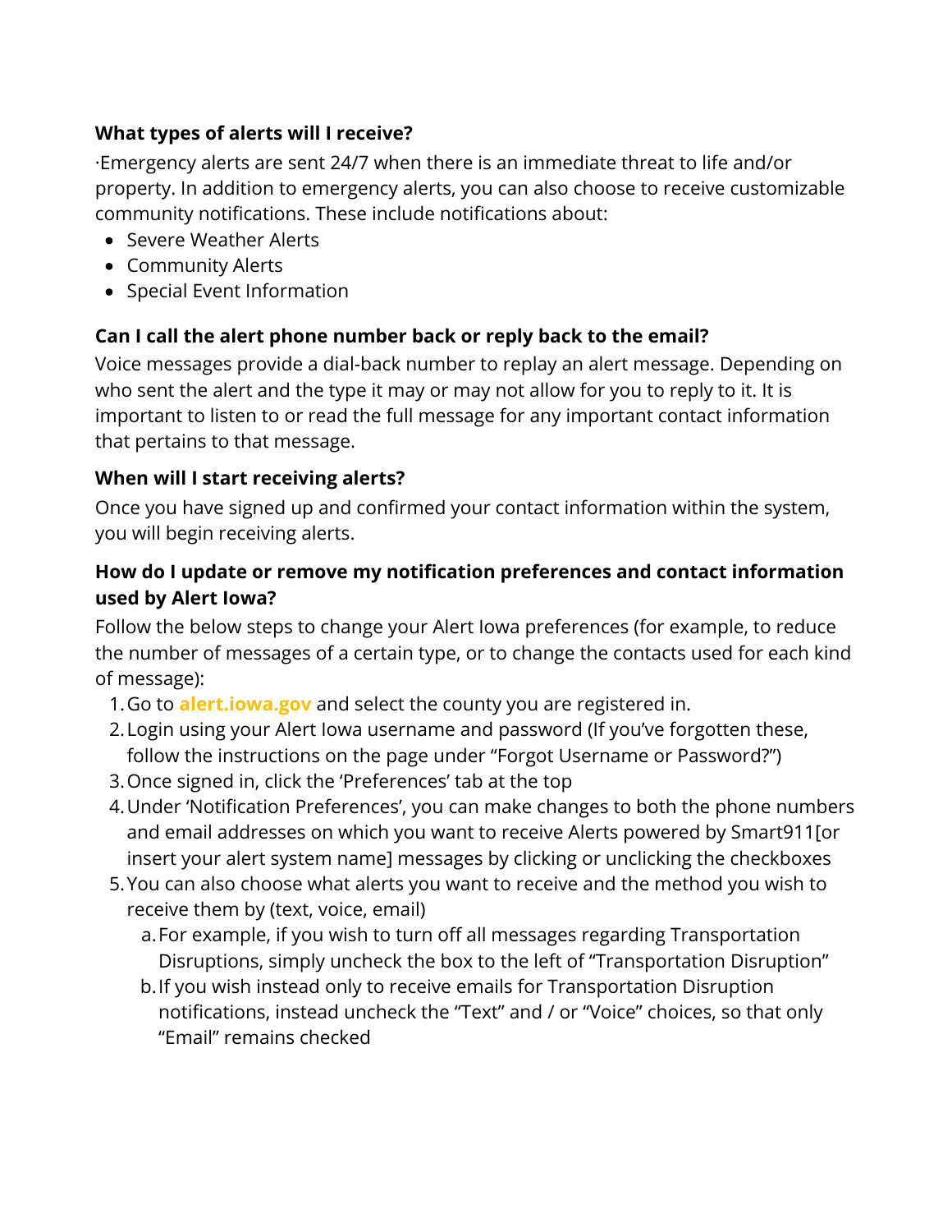**What types of alerts will I receive?**

·Emergency alerts are sent 24/7 when there is an immediate threat to life and/or property. In addition to emergency alerts, you can also choose to receive customizable community notifications. These include notifications about:

- Severe Weather Alerts
- Community Alerts
- Special Event Information

**Can I call the alert phone number back or reply back to the email?**

Voice messages provide a dial-back number to replay an alert message. Depending on who sent the alert and the type it may or may not allow for you to reply to it. It is important to listen to or read the full message for any important contact information that pertains to that message.

**When will I start receiving alerts?**

Once you have signed up and confirmed your contact information within the system, you will begin receiving alerts.

**How do I update or remove my notification preferences and contact information used by Alert Iowa?**

Follow the below steps to change your Alert Iowa preferences (for example, to reduce the number of messages of a certain type, or to change the contacts used for each kind of message):

1. Go to **alert.iowa.gov** and select the county you are registered in.
2. Login using your Alert Iowa username and password (If you've forgotten these, follow the instructions on the page under "Forgot Username or Password?")
3. Once signed in, click the 'Preferences' tab at the top
4. Under 'Notification Preferences', you can make changes to both the phone numbers and email addresses on which you want to receive Alerts powered by Smart911[or insert your alert system name] messages by clicking or unclicking the checkboxes
5. You can also choose what alerts you want to receive and the method you wish to receive them by (text, voice, email)
   a. For example, if you wish to turn off all messages regarding Transportation Disruptions, simply uncheck the box to the left of "Transportation Disruption"
   b. If you wish instead only to receive emails for Transportation Disruption notifications, instead uncheck the "Text" and / or "Voice" choices, so that only "Email" remains checked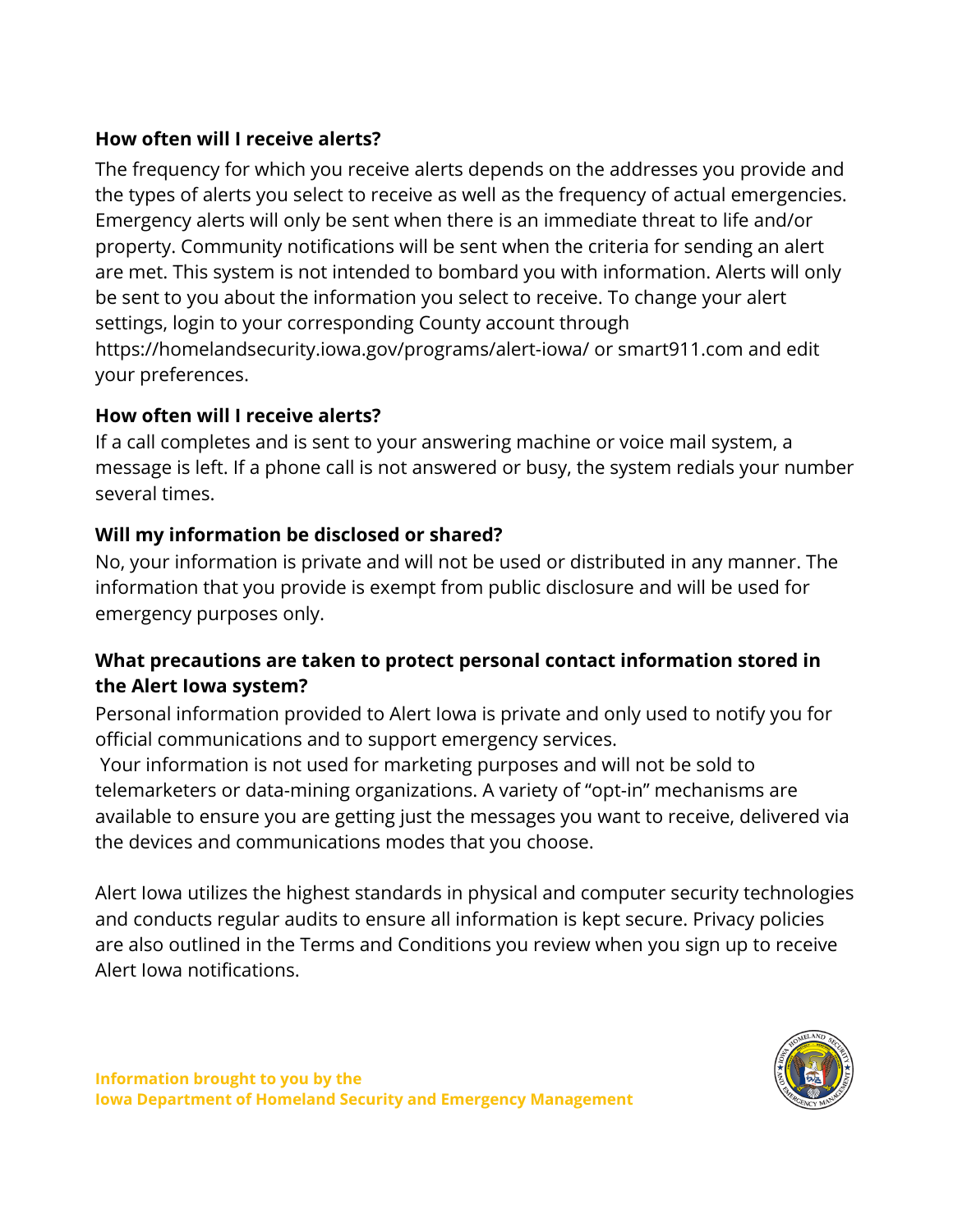**How often will I receive alerts?**

The frequency for which you receive alerts depends on the addresses you provide and the types of alerts you select to receive as well as the frequency of actual emergencies. Emergency alerts will only be sent when there is an immediate threat to life and/or property. Community notifications will be sent when the criteria for sending an alert are met. This system is not intended to bombard you with information. Alerts will only be sent to you about the information you select to receive. To change your alert settings, login to your corresponding County account through https://homelandsecurity.iowa.gov/programs/alert-iowa/ or smart911.com and edit your preferences.

**How often will I receive alerts?**

If a call completes and is sent to your answering machine or voice mail system, a message is left. If a phone call is not answered or busy, the system redials your number several times.

**Will my information be disclosed or shared?**

No, your information is private and will not be used or distributed in any manner. The information that you provide is exempt from public disclosure and will be used for emergency purposes only.

**What precautions are taken to protect personal contact information stored in the Alert Iowa system?**

Personal information provided to Alert Iowa is private and only used to notify you for official communications and to support emergency services.

Your information is not used for marketing purposes and will not be sold to telemarketers or data-mining organizations. A variety of "opt-in" mechanisms are available to ensure you are getting just the messages you want to receive, delivered via the devices and communications modes that you choose.

Alert Iowa utilizes the highest standards in physical and computer security technologies and conducts regular audits to ensure all information is kept secure. Privacy policies are also outlined in the Terms and Conditions you review when you sign up to receive Alert Iowa notifications.

**Information brought to you by the**
**Iowa Department of Homeland Security and Emergency Management**